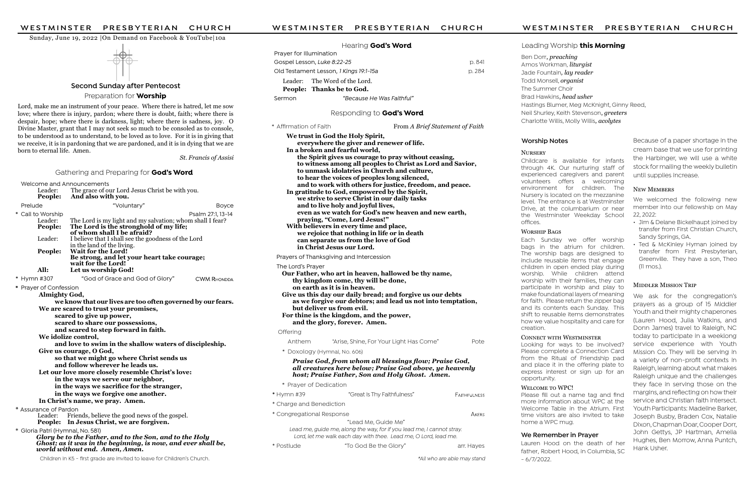Sunday, June 19, 2022 |On Demand on Facebook & YouTube|10a

## Second Sunday after Pentecost

### Preparation for **Worship**

Lord, make me an instrument of your peace. Where there is hatred, let me sow love; where there is injury, pardon; where there is doubt, faith; where there is despair, hope; where there is darkness, light; where there is sadness, joy. O Divine Master, grant that I may not seek so much to be consoled as to console, to be understood as to understand, to be loved as to love. For it is in giving that we receive, it is in pardoning that we are pardoned, and it is in dying that we are born to eternal life. Amen.

*St. Francis of Assisi*

### Gathering and Preparing for **God's Word**

Welcome and Announcements

Leader: The grace of our Lord Jesus Christ be with you.
**People: And also with you.**

Prelude — "Voluntary" — Boyce

\* Call to Worship — Psalm 27:1, 13-14

Leader: The Lord is my light and my salvation; whom shall I fear?
**People: The Lord is the stronghold of my life; of whom shall I be afraid?**
Leader: I believe that I shall see the goodness of the Lord in the land of the living.
**People: Wait for the Lord! Be strong, and let your heart take courage; wait for the Lord!**
**All: Let us worship God!**

\* Hymn #307 — "God of Grace and God of Glory" — CWM RHONDDA

\* Prayer of Confession

**Almighty God,**
**we know that our lives are too often governed by our fears.**
**We are scared to trust your promises,**
**scared to give up power,**
**scared to share our possessions,**
**and scared to step forward in faith.**
**We idolize control,**
**and love to swim in the shallow waters of discipleship.**
**Give us courage, O God,**
**so that we might go where Christ sends us**
**and follow wherever he leads us.**
**Let our love more closely resemble Christ's love:**
**in the ways we serve our neighbor,**
**in the ways we sacrifice for the stranger,**
**in the ways we forgive one another.**
**In Christ's name, we pray. Amen.**

\* Assurance of Pardon

Leader: Friends, believe the good news of the gospel.
**People: In Jesus Christ, we are forgiven.**

\* Gloria Patri (Hymnal, No. 581)

***Glory be to the Father, and to the Son, and to the Holy Ghost; as it was in the beginning, is now, and ever shall be, world without end. Amen, Amen.***

Children in K5 - first grade are invited to leave for Children's Church.

### Hearing **God's Word**

Prayer for Illumination

Gospel Lesson, *Luke 8:22-25* — p. 841

Old Testament Lesson, *1 Kings 19:1-15a* — p. 284

Leader: The Word of the Lord.
**People: Thanks be to God.**

Sermon — *"Because He Was Faithful"*

### Responding to **God's Word**

\* Affirmation of Faith — From *A Brief Statement of Faith*

**We trust in God the Holy Spirit,**
**everywhere the giver and renewer of life.**
**In a broken and fearful world,**
**the Spirit gives us courage to pray without ceasing,**
**to witness among all peoples to Christ as Lord and Savior,**
**to unmask idolatries in Church and culture,**
**to hear the voices of peoples long silenced,**
**and to work with others for justice, freedom, and peace.**
**In gratitude to God, empowered by the Spirit,**
**we strive to serve Christ in our daily tasks**
**and to live holy and joyful lives,**
**even as we watch for God's new heaven and new earth,**
**praying, "Come, Lord Jesus!"**
**With believers in every time and place,**
**we rejoice that nothing in life or in death**
**can separate us from the love of God**
**in Christ Jesus our Lord.**

Prayers of Thanksgiving and Intercession

The Lord's Prayer

**Our Father, who art in heaven, hallowed be thy name,**
**thy kingdom come, thy will be done,**
**on earth as it is in heaven.**
**Give us this day our daily bread; and forgive us our debts**
**as we forgive our debtors; and lead us not into temptation,**
**but deliver us from evil.**
**For thine is the kingdom, and the power,**
**and the glory, forever. Amen.**

Offering

Anthem — "Arise, Shine, For Your Light Has Come" — Pote

\* Doxology (Hymnal, No. 606)

***Praise God, from whom all blessings flow; Praise God, all creatures here below; Praise God above, ye heavenly host; Praise Father, Son and Holy Ghost. Amen.***

\* Prayer of Dedication

\* Hymn #39 — "Great Is Thy Faithfulness" — FAITHFULNESS

\* Charge and Benediction

\* Congregational Response — AKERS

"Lead Me, Guide Me"

*Lead me, guide me, along the way, for if you lead me, I cannot stray.*
*Lord, let me walk each day with thee. Lead me, O Lord, lead me.*

\* Postlude — "To God Be the Glory" — arr. Hayes

*\*All who are able may stand*

### Leading Worship **this Morning**

Ben Dorr, ***preaching***
Amos Workman, ***liturgist***
Jade Fountain, ***lay reader***
Todd Monsell, ***organist***
The Summer Choir
Brad Hawkins, ***head usher***
Hastings Blumer, Meg McKnight, Ginny Reed, Neil Shurley, Keith Stevenson, ***greeters***
Charlotte Willis, Molly Willis, ***acolytes***

### Worship Notes

**NURSERY**

Childcare is available for infants through 4K. Our nurturing staff of experienced caregivers and parent volunteers offers a welcoming environment for children. The Nursery is located on the mezzanine level. The entrance is at Westminster Drive, at the columbarium or near the Westminster Weekday School offices.

**WORSHIP BAGS**

Each Sunday we offer worship bags in the atrium for children. The worship bags are designed to include reusable items that engage children in open ended play during worship. While children attend worship with their families, they can participate in worship and play to make foundational layers of meaning for faith. Please return the zipper bag and its contents each Sunday. This shift to reusable items demonstrates how we value hospitality and care for creation.

**CONNECT WITH WESTMINSTER**

Looking for ways to be involved? Please complete a Connection Card from the Ritual of Friendship pad and place it in the offering plate to express interest or sign up for an opportunity.

**WELCOME TO WPC!**

Please fill out a name tag and find more information about WPC at the Welcome Table in the Atrium. First time visitors are also invited to take home a WPC mug.

### We Remember in Prayer

Lauren Hood on the death of her father, Robert Hood, in Columbia, SC - 6/7/2022.

Because of a paper shortage in the cream base that we use for printing the Harbinger, we will use a white stock for mailing the weekly bulletin until supplies increase.

**NEW MEMBERS**

We welcomed the following new member into our fellowship on May 22, 2022:

- Jim & Delane Bickelhaupt joined by transfer from First Christian Church, Sandy Springs, GA.
- Ted & McKinley Hyman joined by transfer from First Presbyterian, Greenville. They have a son, Theo (11 mos.).

**MIDDLER MISSION TRIP**

We ask for the congregation's prayers as a group of 15 Middler Youth and their mighty chaperones (Lauren Hood, Julia Watkins, and Donn James) travel to Raleigh, NC today to participate in a weeklong service experience with Youth Mission Co. They will be serving in a variety of non-profit contexts in Raleigh, learning about what makes Raleigh unique and the challenges they face in serving those on the margins, and reflecting on how their service and Christian faith intersect. Youth Participants: Madeline Barker, Joseph Busby, Braden Cox, Natalie Dixon, Chapman Doar, Cooper Dorr, John Gettys, JP Hartman, Amelia Hughes, Ben Morrow, Anna Puntch, Hank Usher.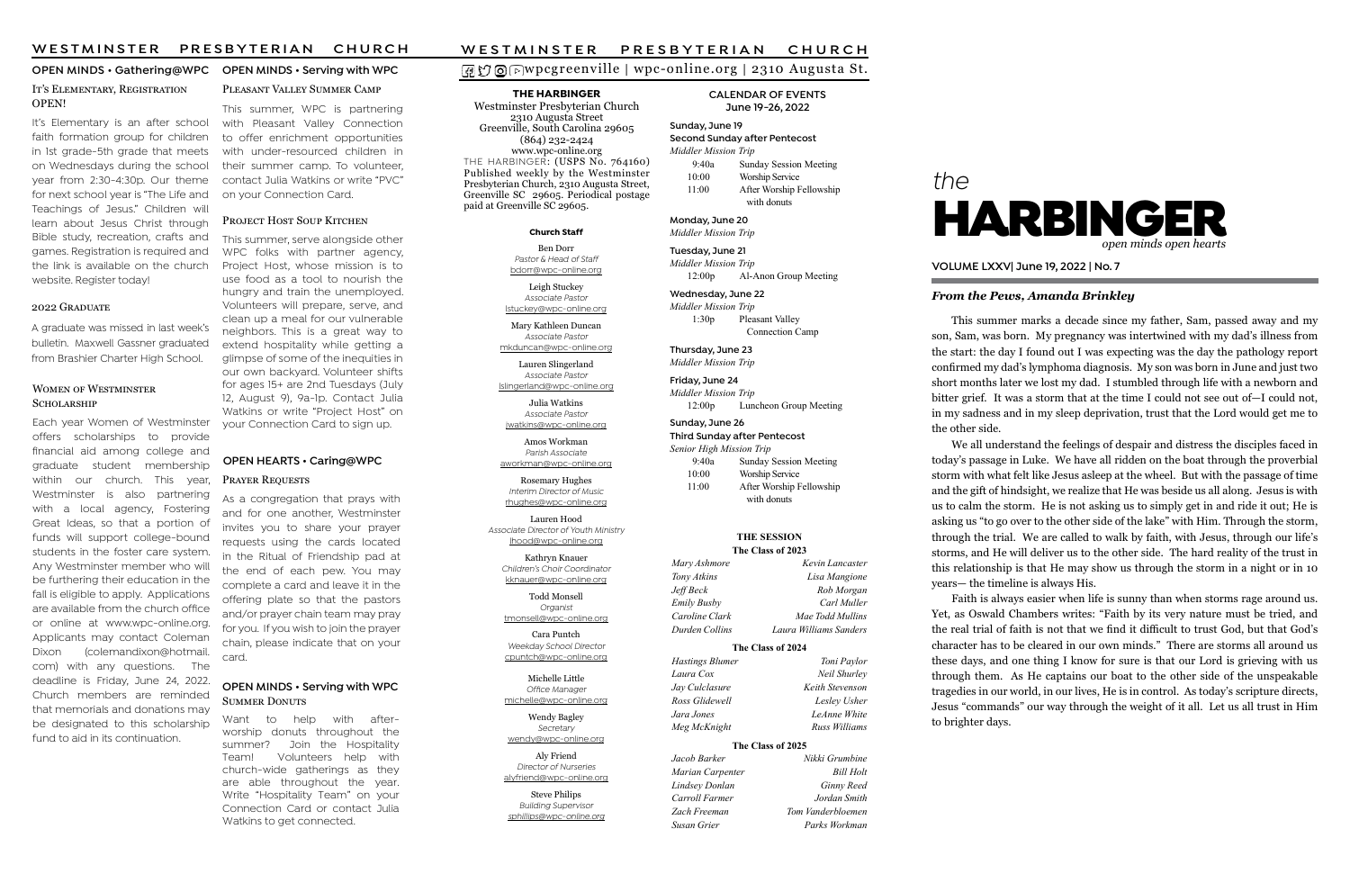# WESTMINSTER PRESBYTERIAN CHURCH

## OPEN MINDS • Gathering@WPC

### It's Elementary, Registration OPEN!

It's Elementary is an after school faith formation group for children in 1st grade–5th grade that meets on Wednesdays during the school year from 2:30–4:30p. Our theme for next school year is "The Life and Teachings of Jesus." Children will learn about Jesus Christ through Bible study, recreation, crafts and games. Registration is required and the link is available on the church website. Register today!

### 2022 Graduate

A graduate was missed in last week's bulletin. Maxwell Gassner graduated from Brashier Charter High School.

### Women of Westminster Scholarship

Each year Women of Westminster offers scholarships to provide financial aid among college and graduate student membership within our church. This year, Westminster is also partnering with a local agency, Fostering Great Ideas, so that a portion of funds will support college-bound students in the foster care system. Any Westminster member who will be furthering their education in the fall is eligible to apply. Applications are available from the church office or online at www.wpc-online.org. Applicants may contact Coleman Dixon (colemandixon@hotmail.com) with any questions. The deadline is Friday, June 24, 2022. Church members are reminded that memorials and donations may be designated to this scholarship fund to aid in its continuation.

## OPEN MINDS • Serving with WPC

### Pleasant Valley Summer Camp

This summer, WPC is partnering with Pleasant Valley Connection to offer enrichment opportunities with under-resourced children in their summer camp. To volunteer, contact Julia Watkins or write "PVC" on your Connection Card.

### Project Host Soup Kitchen

This summer, serve alongside other WPC folks with partner agency, Project Host, whose mission is to use food as a tool to nourish the hungry and train the unemployed. Volunteers will prepare, serve, and clean up a meal for our vulnerable neighbors. This is a great way to extend hospitality while getting a glimpse of some of the inequities in our own backyard. Volunteer shifts for ages 15+ are 2nd Tuesdays (July 12, August 9), 9a–1p. Contact Julia Watkins or write "Project Host" on your Connection Card to sign up.

## OPEN HEARTS • Caring@WPC

### Prayer Requests

As a congregation that prays with and for one another, Westminster invites you to share your prayer requests using the cards located in the Ritual of Friendship pad at the end of each pew. You may complete a card and leave it in the offering plate so that the pastors and/or prayer chain team may pray for you. If you wish to join the prayer chain, please indicate that on your card.

## OPEN MINDS • Serving with WPC

### Summer Donuts

Want to help with after-worship donuts throughout the summer? Join the Hospitality Team! Volunteers help with church-wide gatherings as they are able throughout the year. Write "Hospitality Team" on your Connection Card or contact Julia Watkins to get connected.

---

# WESTMINSTER PRESBYTERIAN CHURCH

wpcgreenville | wpc-online.org | 2310 Augusta St.

**THE HARBINGER**
Westminster Presbyterian Church
2310 Augusta Street
Greenville, South Carolina 29605
(864) 232-2424
www.wpc-online.org
THE HARBINGER: (USPS No. 764160) Published weekly by the Westminster Presbyterian Church, 2310 Augusta Street, Greenville SC 29605. Periodical postage paid at Greenville SC 29605.

**Church Staff**

Ben Dorr
*Pastor & Head of Staff*
bdorr@wpc-online.org

Leigh Stuckey
*Associate Pastor*
lstuckey@wpc-online.org

Mary Kathleen Duncan
*Associate Pastor*
mkduncan@wpc-online.org

Lauren Slingerland
*Associate Pastor*
lslingerland@wpc-online.org

Julia Watkins
*Associate Pastor*
jwatkins@wpc-online.org

Amos Workman
*Parish Associate*
aworkman@wpc-online.org

Rosemary Hughes
*Interim Director of Music*
rhughes@wpc-online.org

Lauren Hood
*Associate Director of Youth Ministry*
lhood@wpc-online.org

Kathryn Knauer
*Children's Choir Coordinator*
kknauer@wpc-online.org

Todd Monsell
*Organist*
tmonsell@wpc-online.org

Cara Puntch
*Weekday School Director*
cpuntch@wpc-online.org

Michelle Little
*Office Manager*
michelle@wpc-online.org

Wendy Bagley
*Secretary*
wendy@wpc-online.org

Aly Friend
*Director of Nurseries*
alyfriend@wpc-online.org

Steve Philips
*Building Supervisor*
sphillips@wpc-online.org

## CALENDAR OF EVENTS
June 19-26, 2022

**Sunday, June 19**
**Second Sunday after Pentecost**
*Middler Mission Trip*
9:40a Sunday Session Meeting
10:00 Worship Service
11:00 After Worship Fellowship with donuts

**Monday, June 20**
*Middler Mission Trip*

**Tuesday, June 21**
*Middler Mission Trip*
12:00p Al-Anon Group Meeting

**Wednesday, June 22**
*Middler Mission Trip*
1:30p Pleasant Valley Connection Camp

**Thursday, June 23**
*Middler Mission Trip*

**Friday, June 24**
*Middler Mission Trip*
12:00p Luncheon Group Meeting

**Sunday, June 26**
**Third Sunday after Pentecost**
*Senior High Mission Trip*
9:40a Sunday Session Meeting
10:00 Worship Service
11:00 After Worship Fellowship with donuts

### THE SESSION

**The Class of 2023**

| | |
|---|---|
| *Mary Ashmore* | *Kevin Lancaster* |
| *Tony Atkins* | *Lisa Mangione* |
| *Jeff Beck* | *Rob Morgan* |
| *Emily Busby* | *Carl Muller* |
| *Caroline Clark* | *Mae Todd Mullins* |
| *Durden Collins* | *Laura Williams Sanders* |

**The Class of 2024**

| | |
|---|---|
| *Hastings Blumer* | *Toni Paylor* |
| *Laura Cox* | *Neil Shurley* |
| *Jay Culclasure* | *Keith Stevenson* |
| *Ross Glidewell* | *Lesley Usher* |
| *Jara Jones* | *LeAnne White* |
| *Meg McKnight* | *Russ Williams* |

**The Class of 2025**

| | |
|---|---|
| *Jacob Barker* | *Nikki Grumbine* |
| *Marian Carpenter* | *Bill Holt* |
| *Lindsey Donlan* | *Ginny Reed* |
| *Carroll Farmer* | *Jordan Smith* |
| *Zach Freeman* | *Tom Vanderbloemen* |
| *Susan Grier* | *Parks Workman* |

---

# *the* HARBINGER
*open minds open hearts*

VOLUME LXXV| June 19, 2022 | No. 7

## *From the Pews, Amanda Brinkley*

This summer marks a decade since my father, Sam, passed away and my son, Sam, was born. My pregnancy was intertwined with my dad's illness from the start: the day I found out I was expecting was the day the pathology report confirmed my dad's lymphoma diagnosis. My son was born in June and just two short months later we lost my dad. I stumbled through life with a newborn and bitter grief. It was a storm that at the time I could not see out of—I could not, in my sadness and in my sleep deprivation, trust that the Lord would get me to the other side.

We all understand the feelings of despair and distress the disciples faced in today's passage in Luke. We have all ridden on the boat through the proverbial storm with what felt like Jesus asleep at the wheel. But with the passage of time and the gift of hindsight, we realize that He was beside us all along. Jesus is with us to calm the storm. He is not asking us to simply get in and ride it out; He is asking us "to go over to the other side of the lake" with Him. Through the storm, through the trial. We are called to walk by faith, with Jesus, through our life's storms, and He will deliver us to the other side. The hard reality of the trust in this relationship is that He may show us through the storm in a night or in 10 years— the timeline is always His.

Faith is always easier when life is sunny than when storms rage around us. Yet, as Oswald Chambers writes: "Faith by its very nature must be tried, and the real trial of faith is not that we find it difficult to trust God, but that God's character has to be cleared in our own minds." There are storms all around us these days, and one thing I know for sure is that our Lord is grieving with us through them. As He captains our boat to the other side of the unspeakable tragedies in our world, in our lives, He is in control. As today's scripture directs, Jesus "commands" our way through the weight of it all. Let us all trust in Him to brighter days.